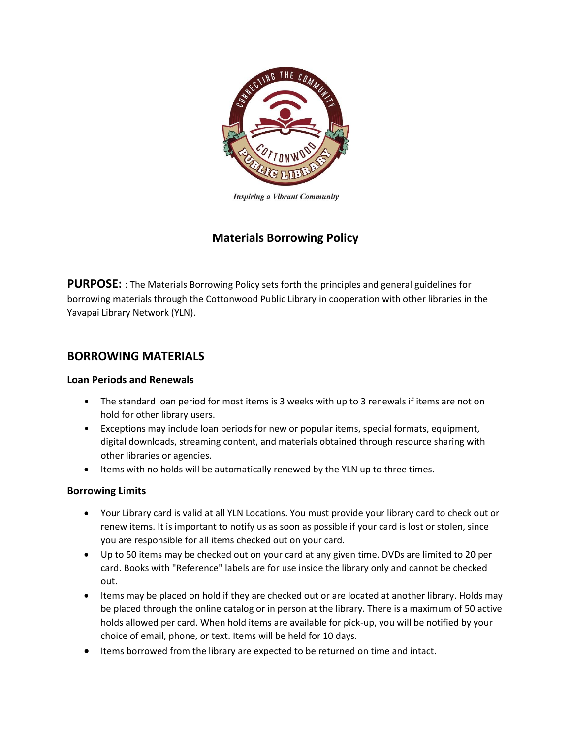*Inspiring a Vibrant Community*

# Materials Borrowing Policy

**PURPOSE:** : The Materials Borrowing Policy sets forth the principles and general guidelines for borrowing materials through the Cottonwood Public Library in cooperation with other libraries in the Yavapai Library Network (YLN).

## BORROWING MATERIALS

### Loan Periods and Renewals

- The standard loan period for most items is 3 weeks with up to 3 renewals if items are not on hold for other library users.
- Exceptions may include loan periods for new or popular items, special formats, equipment, digital downloads, streaming content, and materials obtained through resource sharing with other libraries or agencies.
- Items with no holds will be automatically renewed by the YLN up to three times.

### Borrowing Limits

- Your Library card is valid at all YLN Locations. You must provide your library card to check out or renew items. It is important to notify us as soon as possible if your card is lost or stolen, since you are responsible for all items checked out on your card.
- Up to 50 items may be checked out on your card at any given time. DVDs are limited to 20 per card. Books with "Reference" labels are for use inside the library only and cannot be checked out.
- Items may be placed on hold if they are checked out or are located at another library. Holds may be placed through the online catalog or in person at the library. There is a maximum of 50 active holds allowed per card. When hold items are available for pick-up, you will be notified by your choice of email, phone, or text. Items will be held for 10 days.
- Items borrowed from the library are expected to be returned on time and intact.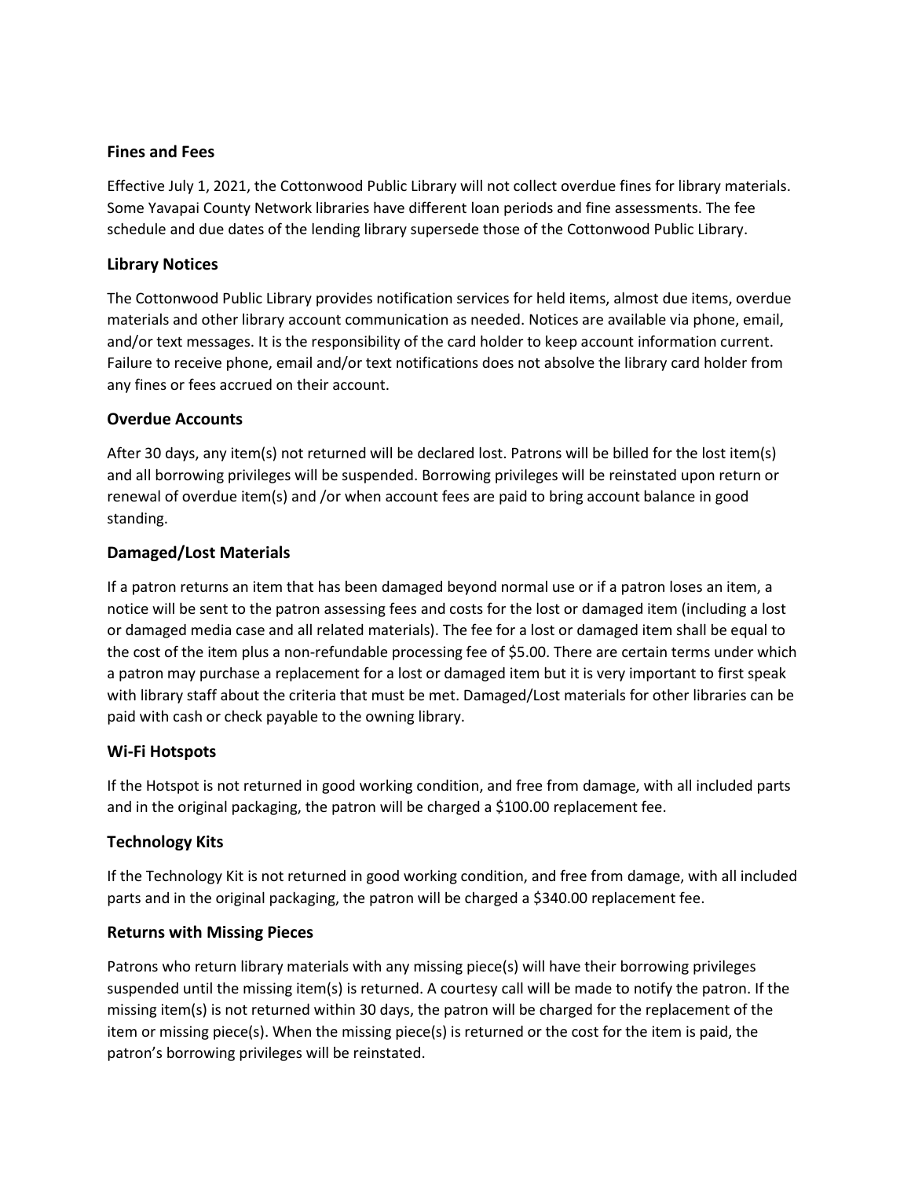### Fines and Fees

Effective July 1, 2021, the Cottonwood Public Library will not collect overdue fines for library materials. Some Yavapai County Network libraries have different loan periods and fine assessments. The fee schedule and due dates of the lending library supersede those of the Cottonwood Public Library.

### Library Notices

The Cottonwood Public Library provides notification services for held items, almost due items, overdue materials and other library account communication as needed. Notices are available via phone, email, and/or text messages. It is the responsibility of the card holder to keep account information current. Failure to receive phone, email and/or text notifications does not absolve the library card holder from any fines or fees accrued on their account.

### Overdue Accounts

After 30 days, any item(s) not returned will be declared lost. Patrons will be billed for the lost item(s) and all borrowing privileges will be suspended. Borrowing privileges will be reinstated upon return or renewal of overdue item(s) and /or when account fees are paid to bring account balance in good standing.

### Damaged/Lost Materials

If a patron returns an item that has been damaged beyond normal use or if a patron loses an item, a notice will be sent to the patron assessing fees and costs for the lost or damaged item (including a lost or damaged media case and all related materials). The fee for a lost or damaged item shall be equal to the cost of the item plus a non-refundable processing fee of $5.00. There are certain terms under which a patron may purchase a replacement for a lost or damaged item but it is very important to first speak with library staff about the criteria that must be met. Damaged/Lost materials for other libraries can be paid with cash or check payable to the owning library.

### Wi-Fi Hotspots

If the Hotspot is not returned in good working condition, and free from damage, with all included parts and in the original packaging, the patron will be charged a $100.00 replacement fee.

### Technology Kits

If the Technology Kit is not returned in good working condition, and free from damage, with all included parts and in the original packaging, the patron will be charged a $340.00 replacement fee.

### Returns with Missing Pieces

Patrons who return library materials with any missing piece(s) will have their borrowing privileges suspended until the missing item(s) is returned. A courtesy call will be made to notify the patron. If the missing item(s) is not returned within 30 days, the patron will be charged for the replacement of the item or missing piece(s). When the missing piece(s) is returned or the cost for the item is paid, the patron's borrowing privileges will be reinstated.